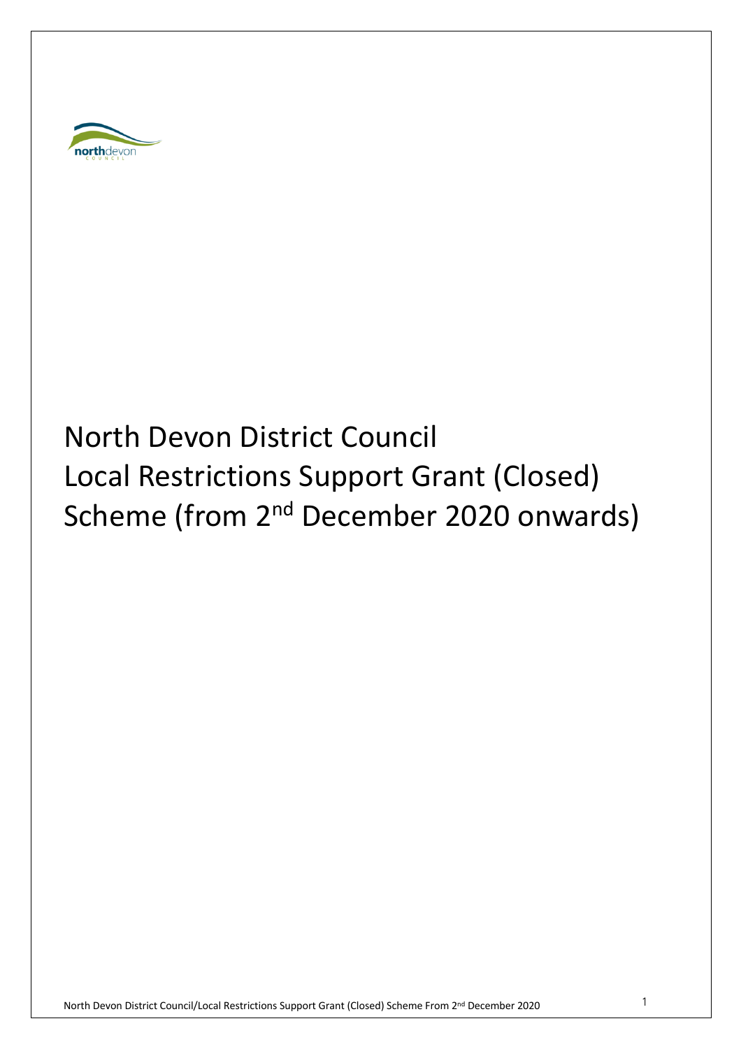# North Devon District Council
# Local Restrictions Support Grant (Closed) Scheme (from 2nd December 2020 onwards)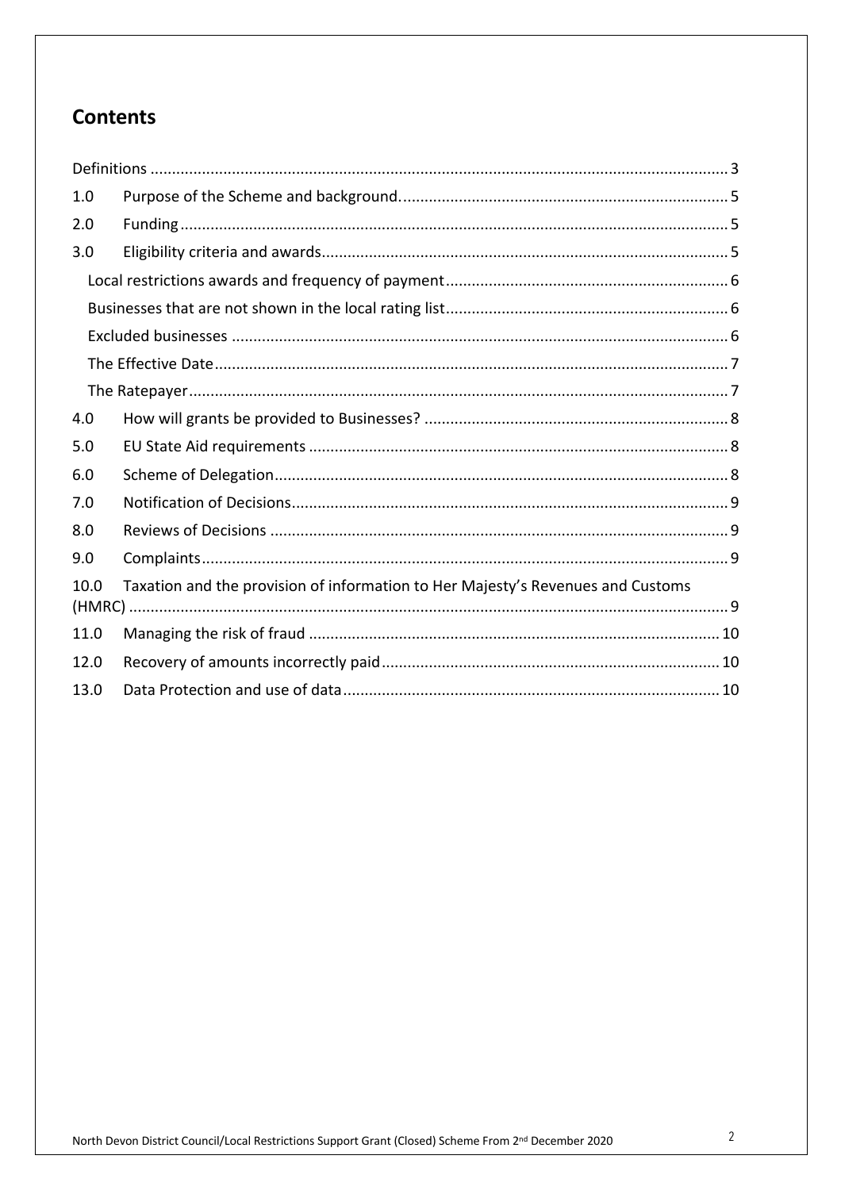## Contents

Definitions ..... 3

1.0 Purpose of the Scheme and background. ..... 5

2.0 Funding ..... 5

3.0 Eligibility criteria and awards ..... 5

- Local restrictions awards and frequency of payment ..... 6
- Businesses that are not shown in the local rating list ..... 6
- Excluded businesses ..... 6
- The Effective Date ..... 7
- The Ratepayer ..... 7

4.0 How will grants be provided to Businesses? ..... 8

5.0 EU State Aid requirements ..... 8

6.0 Scheme of Delegation ..... 8

7.0 Notification of Decisions ..... 9

8.0 Reviews of Decisions ..... 9

9.0 Complaints ..... 9

10.0 Taxation and the provision of information to Her Majesty's Revenues and Customs (HMRC) ..... 9

11.0 Managing the risk of fraud ..... 10

12.0 Recovery of amounts incorrectly paid ..... 10

13.0 Data Protection and use of data ..... 10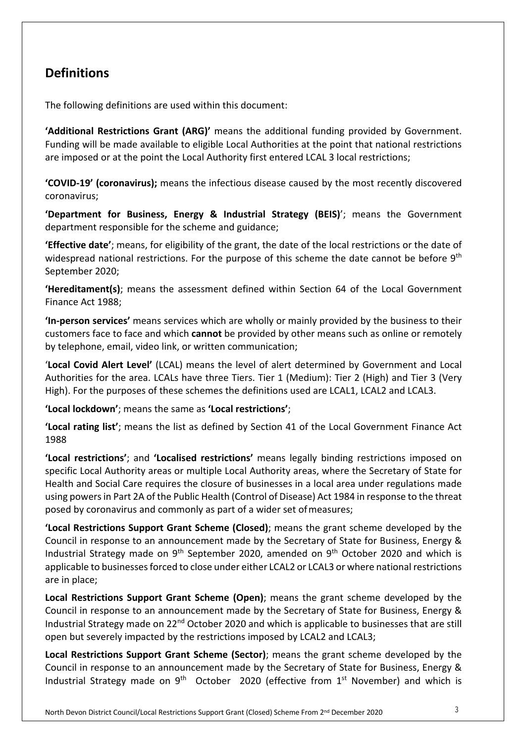## Definitions

The following definitions are used within this document:

**'Additional Restrictions Grant (ARG)'** means the additional funding provided by Government. Funding will be made available to eligible Local Authorities at the point that national restrictions are imposed or at the point the Local Authority first entered LCAL 3 local restrictions;

**'COVID-19' (coronavirus);** means the infectious disease caused by the most recently discovered coronavirus;

**'Department for Business, Energy & Industrial Strategy (BEIS)**'; means the Government department responsible for the scheme and guidance;

**'Effective date'**; means, for eligibility of the grant, the date of the local restrictions or the date of widespread national restrictions. For the purpose of this scheme the date cannot be before 9th September 2020;

**'Hereditament(s)**; means the assessment defined within Section 64 of the Local Government Finance Act 1988;

**'In-person services'** means services which are wholly or mainly provided by the business to their customers face to face and which **cannot** be provided by other means such as online or remotely by telephone, email, video link, or written communication;

'**Local Covid Alert Level'** (LCAL) means the level of alert determined by Government and Local Authorities for the area. LCALs have three Tiers. Tier 1 (Medium): Tier 2 (High) and Tier 3 (Very High). For the purposes of these schemes the definitions used are LCAL1, LCAL2 and LCAL3.

**'Local lockdown'**; means the same as **'Local restrictions'**;

**'Local rating list'**; means the list as defined by Section 41 of the Local Government Finance Act 1988

**'Local restrictions'**; and **'Localised restrictions'** means legally binding restrictions imposed on specific Local Authority areas or multiple Local Authority areas, where the Secretary of State for Health and Social Care requires the closure of businesses in a local area under regulations made using powers in Part 2A of the Public Health (Control of Disease) Act 1984 in response to the threat posed by coronavirus and commonly as part of a wider set of measures;

**'Local Restrictions Support Grant Scheme (Closed)**; means the grant scheme developed by the Council in response to an announcement made by the Secretary of State for Business, Energy & Industrial Strategy made on 9th September 2020, amended on 9th October 2020 and which is applicable to businesses forced to close under either LCAL2 or LCAL3 or where national restrictions are in place;

**Local Restrictions Support Grant Scheme (Open)**; means the grant scheme developed by the Council in response to an announcement made by the Secretary of State for Business, Energy & Industrial Strategy made on 22nd October 2020 and which is applicable to businesses that are still open but severely impacted by the restrictions imposed by LCAL2 and LCAL3;

**Local Restrictions Support Grant Scheme (Sector)**; means the grant scheme developed by the Council in response to an announcement made by the Secretary of State for Business, Energy & Industrial Strategy made on 9th October 2020 (effective from 1st November) and which is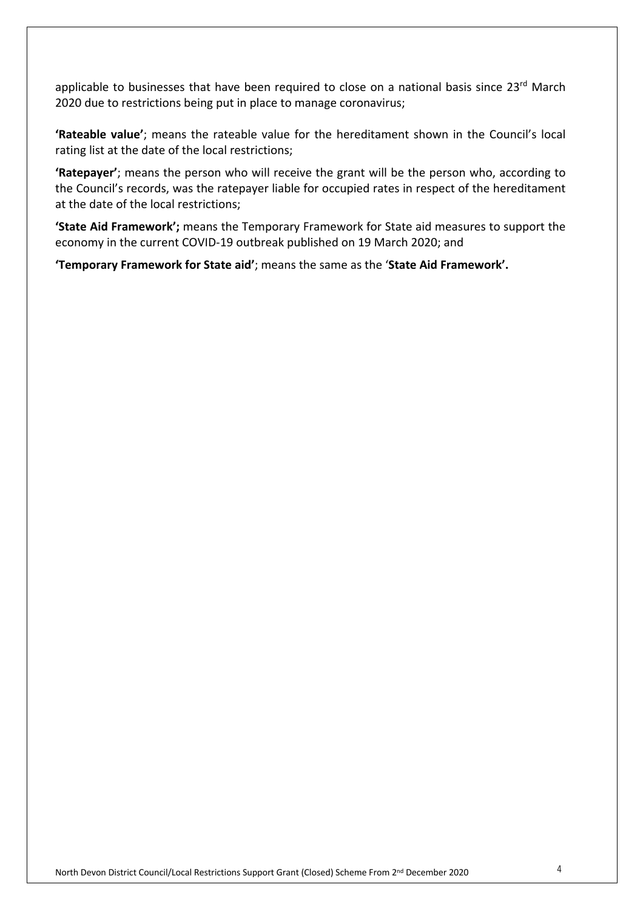applicable to businesses that have been required to close on a national basis since 23rd March 2020 due to restrictions being put in place to manage coronavirus;

**'Rateable value'**; means the rateable value for the hereditament shown in the Council's local rating list at the date of the local restrictions;

**'Ratepayer'**; means the person who will receive the grant will be the person who, according to the Council's records, was the ratepayer liable for occupied rates in respect of the hereditament at the date of the local restrictions;

**'State Aid Framework';** means the Temporary Framework for State aid measures to support the economy in the current COVID-19 outbreak published on 19 March 2020; and

**'Temporary Framework for State aid'**; means the same as the '**State Aid Framework'.**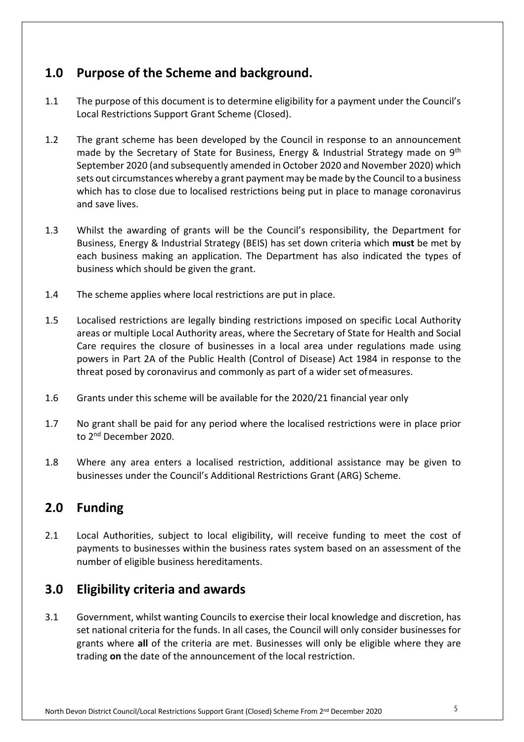## 1.0 Purpose of the Scheme and background.

1.1 The purpose of this document is to determine eligibility for a payment under the Council's Local Restrictions Support Grant Scheme (Closed).

1.2 The grant scheme has been developed by the Council in response to an announcement made by the Secretary of State for Business, Energy & Industrial Strategy made on 9th September 2020 (and subsequently amended in October 2020 and November 2020) which sets out circumstances whereby a grant payment may be made by the Council to a business which has to close due to localised restrictions being put in place to manage coronavirus and save lives.

1.3 Whilst the awarding of grants will be the Council's responsibility, the Department for Business, Energy & Industrial Strategy (BEIS) has set down criteria which **must** be met by each business making an application. The Department has also indicated the types of business which should be given the grant.

1.4 The scheme applies where local restrictions are put in place.

1.5 Localised restrictions are legally binding restrictions imposed on specific Local Authority areas or multiple Local Authority areas, where the Secretary of State for Health and Social Care requires the closure of businesses in a local area under regulations made using powers in Part 2A of the Public Health (Control of Disease) Act 1984 in response to the threat posed by coronavirus and commonly as part of a wider set of measures.

1.6 Grants under this scheme will be available for the 2020/21 financial year only

1.7 No grant shall be paid for any period where the localised restrictions were in place prior to 2nd December 2020.

1.8 Where any area enters a localised restriction, additional assistance may be given to businesses under the Council's Additional Restrictions Grant (ARG) Scheme.

## 2.0 Funding

2.1 Local Authorities, subject to local eligibility, will receive funding to meet the cost of payments to businesses within the business rates system based on an assessment of the number of eligible business hereditaments.

## 3.0 Eligibility criteria and awards

3.1 Government, whilst wanting Councils to exercise their local knowledge and discretion, has set national criteria for the funds. In all cases, the Council will only consider businesses for grants where **all** of the criteria are met. Businesses will only be eligible where they are trading **on** the date of the announcement of the local restriction.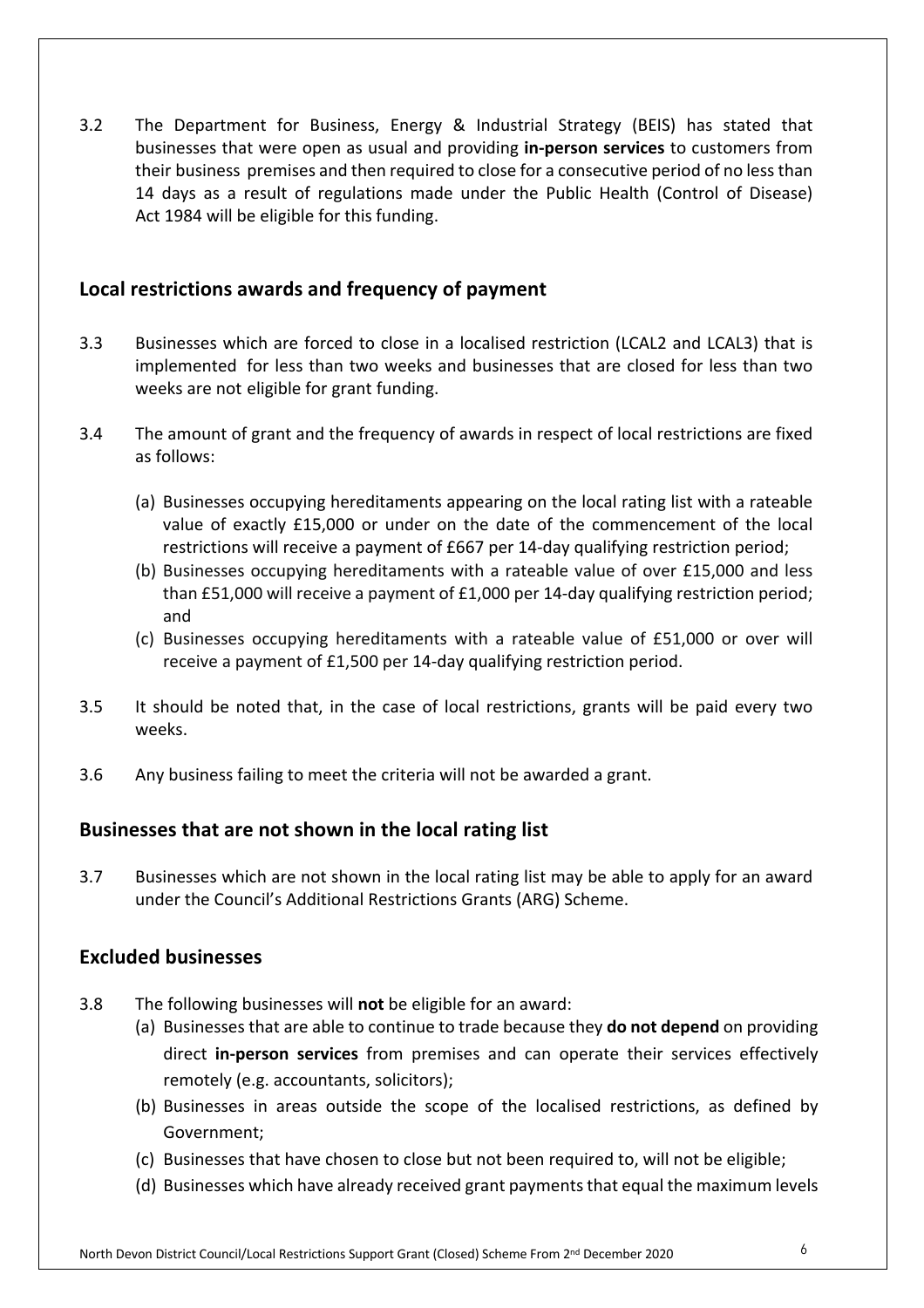3.2 The Department for Business, Energy & Industrial Strategy (BEIS) has stated that businesses that were open as usual and providing **in-person services** to customers from their business premises and then required to close for a consecutive period of no less than 14 days as a result of regulations made under the Public Health (Control of Disease) Act 1984 will be eligible for this funding.

## Local restrictions awards and frequency of payment

3.3 Businesses which are forced to close in a localised restriction (LCAL2 and LCAL3) that is implemented for less than two weeks and businesses that are closed for less than two weeks are not eligible for grant funding.

3.4 The amount of grant and the frequency of awards in respect of local restrictions are fixed as follows:

(a) Businesses occupying hereditaments appearing on the local rating list with a rateable value of exactly £15,000 or under on the date of the commencement of the local restrictions will receive a payment of £667 per 14-day qualifying restriction period;

(b) Businesses occupying hereditaments with a rateable value of over £15,000 and less than £51,000 will receive a payment of £1,000 per 14-day qualifying restriction period; and

(c) Businesses occupying hereditaments with a rateable value of £51,000 or over will receive a payment of £1,500 per 14-day qualifying restriction period.

3.5 It should be noted that, in the case of local restrictions, grants will be paid every two weeks.

3.6 Any business failing to meet the criteria will not be awarded a grant.

## Businesses that are not shown in the local rating list

3.7 Businesses which are not shown in the local rating list may be able to apply for an award under the Council's Additional Restrictions Grants (ARG) Scheme.

## Excluded businesses

3.8 The following businesses will **not** be eligible for an award:

(a) Businesses that are able to continue to trade because they **do not depend** on providing direct **in-person services** from premises and can operate their services effectively remotely (e.g. accountants, solicitors);

(b) Businesses in areas outside the scope of the localised restrictions, as defined by Government;

(c) Businesses that have chosen to close but not been required to, will not be eligible;

(d) Businesses which have already received grant payments that equal the maximum levels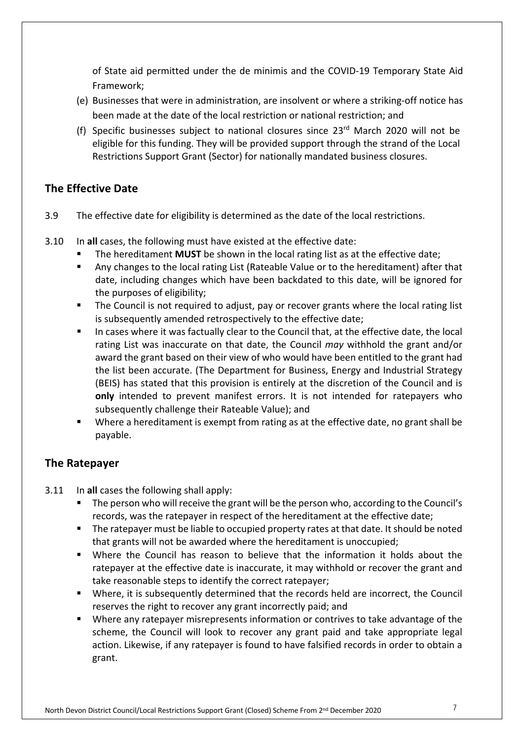of State aid permitted under the de minimis and the COVID-19 Temporary State Aid Framework;

(e) Businesses that were in administration, are insolvent or where a striking-off notice has been made at the date of the local restriction or national restriction; and

(f) Specific businesses subject to national closures since 23rd March 2020 will not be eligible for this funding. They will be provided support through the strand of the Local Restrictions Support Grant (Sector) for nationally mandated business closures.

## The Effective Date

3.9 The effective date for eligibility is determined as the date of the local restrictions.

3.10 In **all** cases, the following must have existed at the effective date:

- The hereditament **MUST** be shown in the local rating list as at the effective date;
- Any changes to the local rating List (Rateable Value or to the hereditament) after that date, including changes which have been backdated to this date, will be ignored for the purposes of eligibility;
- The Council is not required to adjust, pay or recover grants where the local rating list is subsequently amended retrospectively to the effective date;
- In cases where it was factually clear to the Council that, at the effective date, the local rating List was inaccurate on that date, the Council *may* withhold the grant and/or award the grant based on their view of who would have been entitled to the grant had the list been accurate. (The Department for Business, Energy and Industrial Strategy (BEIS) has stated that this provision is entirely at the discretion of the Council and is **only** intended to prevent manifest errors. It is not intended for ratepayers who subsequently challenge their Rateable Value); and
- Where a hereditament is exempt from rating as at the effective date, no grant shall be payable.

## The Ratepayer

3.11 In **all** cases the following shall apply:

- The person who will receive the grant will be the person who, according to the Council's records, was the ratepayer in respect of the hereditament at the effective date;
- The ratepayer must be liable to occupied property rates at that date. It should be noted that grants will not be awarded where the hereditament is unoccupied;
- Where the Council has reason to believe that the information it holds about the ratepayer at the effective date is inaccurate, it may withhold or recover the grant and take reasonable steps to identify the correct ratepayer;
- Where, it is subsequently determined that the records held are incorrect, the Council reserves the right to recover any grant incorrectly paid; and
- Where any ratepayer misrepresents information or contrives to take advantage of the scheme, the Council will look to recover any grant paid and take appropriate legal action. Likewise, if any ratepayer is found to have falsified records in order to obtain a grant.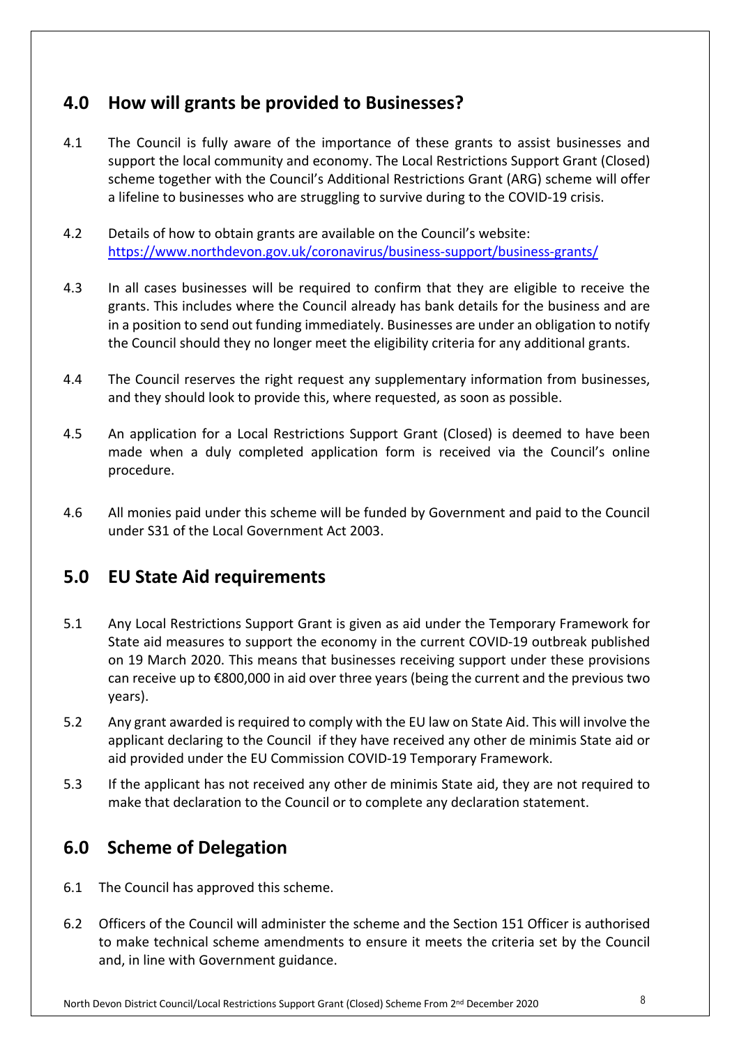## 4.0 How will grants be provided to Businesses?

4.1 The Council is fully aware of the importance of these grants to assist businesses and support the local community and economy. The Local Restrictions Support Grant (Closed) scheme together with the Council's Additional Restrictions Grant (ARG) scheme will offer a lifeline to businesses who are struggling to survive during to the COVID-19 crisis.

4.2 Details of how to obtain grants are available on the Council's website: https://www.northdevon.gov.uk/coronavirus/business-support/business-grants/

4.3 In all cases businesses will be required to confirm that they are eligible to receive the grants. This includes where the Council already has bank details for the business and are in a position to send out funding immediately. Businesses are under an obligation to notify the Council should they no longer meet the eligibility criteria for any additional grants.

4.4 The Council reserves the right request any supplementary information from businesses, and they should look to provide this, where requested, as soon as possible.

4.5 An application for a Local Restrictions Support Grant (Closed) is deemed to have been made when a duly completed application form is received via the Council's online procedure.

4.6 All monies paid under this scheme will be funded by Government and paid to the Council under S31 of the Local Government Act 2003.

## 5.0 EU State Aid requirements

5.1 Any Local Restrictions Support Grant is given as aid under the Temporary Framework for State aid measures to support the economy in the current COVID-19 outbreak published on 19 March 2020. This means that businesses receiving support under these provisions can receive up to €800,000 in aid over three years (being the current and the previous two years).

5.2 Any grant awarded is required to comply with the EU law on State Aid. This will involve the applicant declaring to the Council if they have received any other de minimis State aid or aid provided under the EU Commission COVID-19 Temporary Framework.

5.3 If the applicant has not received any other de minimis State aid, they are not required to make that declaration to the Council or to complete any declaration statement.

## 6.0 Scheme of Delegation

6.1 The Council has approved this scheme.

6.2 Officers of the Council will administer the scheme and the Section 151 Officer is authorised to make technical scheme amendments to ensure it meets the criteria set by the Council and, in line with Government guidance.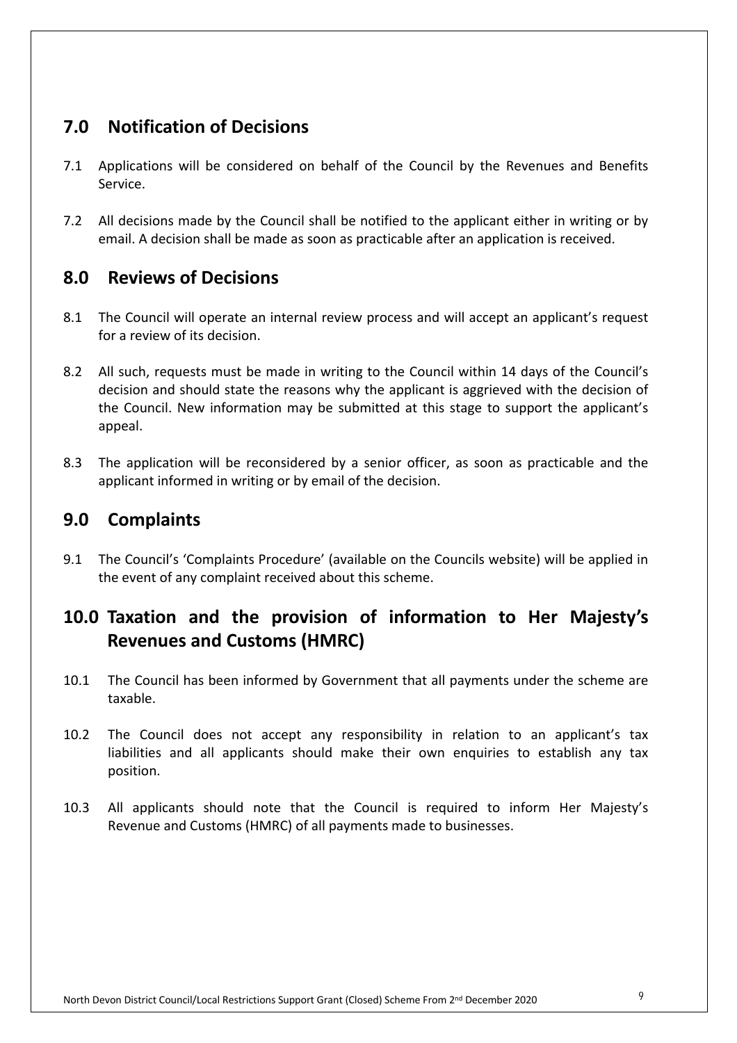## 7.0 Notification of Decisions

7.1 Applications will be considered on behalf of the Council by the Revenues and Benefits Service.

7.2 All decisions made by the Council shall be notified to the applicant either in writing or by email. A decision shall be made as soon as practicable after an application is received.

## 8.0 Reviews of Decisions

8.1 The Council will operate an internal review process and will accept an applicant's request for a review of its decision.

8.2 All such, requests must be made in writing to the Council within 14 days of the Council's decision and should state the reasons why the applicant is aggrieved with the decision of the Council. New information may be submitted at this stage to support the applicant's appeal.

8.3 The application will be reconsidered by a senior officer, as soon as practicable and the applicant informed in writing or by email of the decision.

## 9.0 Complaints

9.1 The Council's 'Complaints Procedure' (available on the Councils website) will be applied in the event of any complaint received about this scheme.

## 10.0 Taxation and the provision of information to Her Majesty's Revenues and Customs (HMRC)

10.1 The Council has been informed by Government that all payments under the scheme are taxable.

10.2 The Council does not accept any responsibility in relation to an applicant's tax liabilities and all applicants should make their own enquiries to establish any tax position.

10.3 All applicants should note that the Council is required to inform Her Majesty's Revenue and Customs (HMRC) of all payments made to businesses.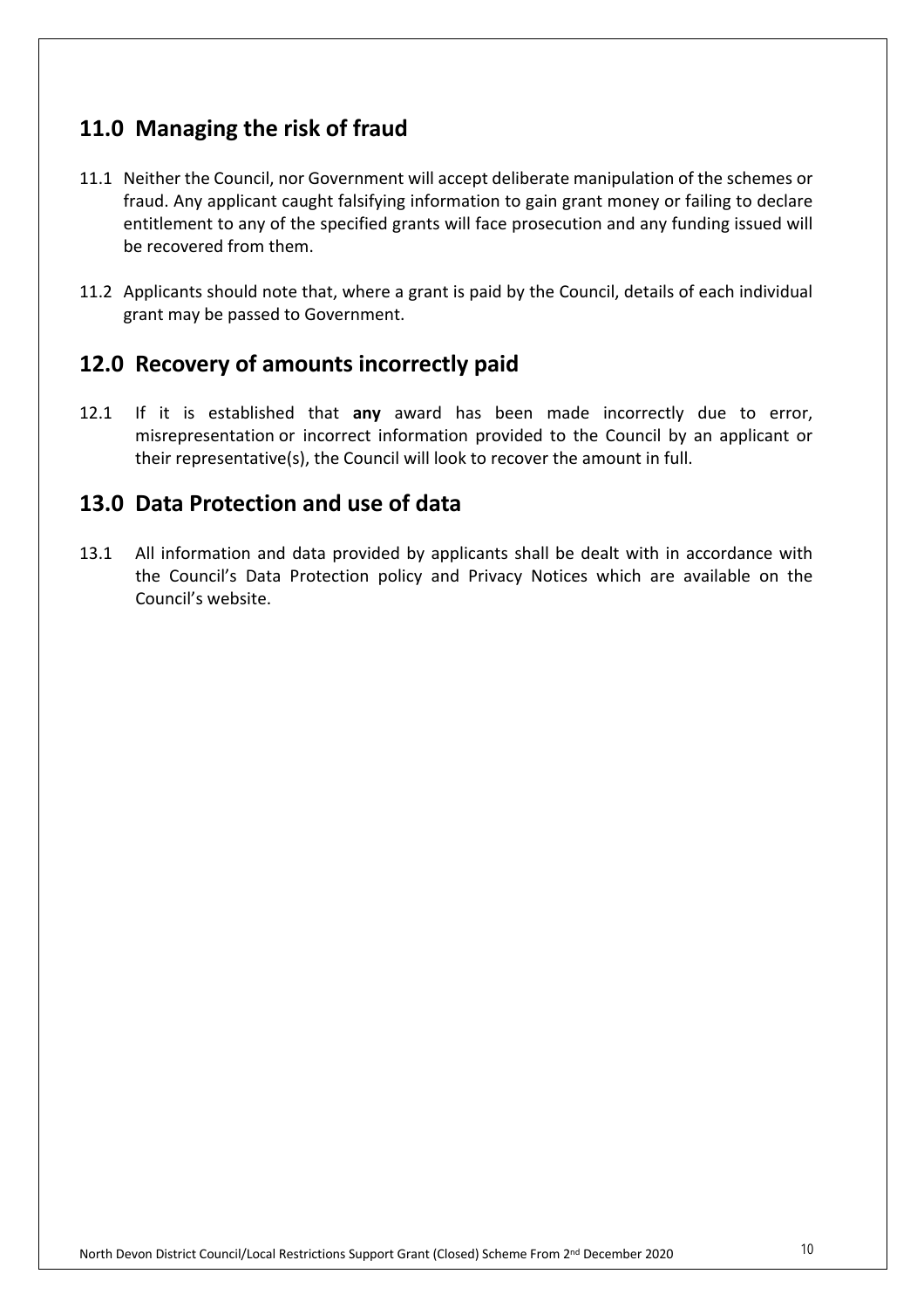## 11.0 Managing the risk of fraud

11.1 Neither the Council, nor Government will accept deliberate manipulation of the schemes or fraud. Any applicant caught falsifying information to gain grant money or failing to declare entitlement to any of the specified grants will face prosecution and any funding issued will be recovered from them.

11.2 Applicants should note that, where a grant is paid by the Council, details of each individual grant may be passed to Government.

## 12.0 Recovery of amounts incorrectly paid

12.1 If it is established that **any** award has been made incorrectly due to error, misrepresentation or incorrect information provided to the Council by an applicant or their representative(s), the Council will look to recover the amount in full.

## 13.0 Data Protection and use of data

13.1 All information and data provided by applicants shall be dealt with in accordance with the Council's Data Protection policy and Privacy Notices which are available on the Council's website.